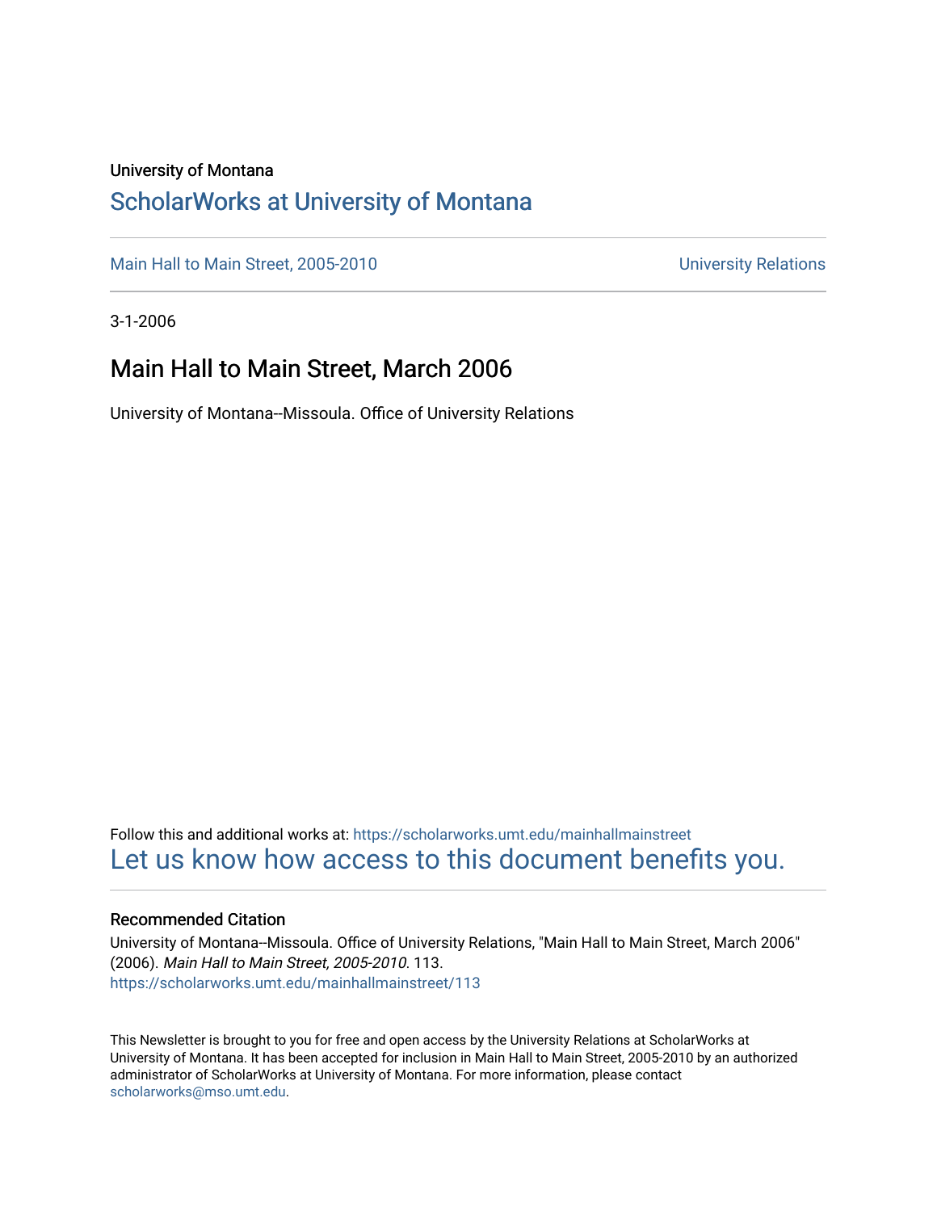University of Montana

# ScholarWorks at University of Montana

Main Hall to Main Street, 2005-2010 | University Relations

3-1-2006

## Main Hall to Main Street, March 2006

University of Montana--Missoula. Office of University Relations

Follow this and additional works at: https://scholarworks.umt.edu/mainhallmainstreet

Let us know how access to this document benefits you.

### Recommended Citation

University of Montana--Missoula. Office of University Relations, "Main Hall to Main Street, March 2006" (2006). *Main Hall to Main Street, 2005-2010*. 113.
https://scholarworks.umt.edu/mainhallmainstreet/113

This Newsletter is brought to you for free and open access by the University Relations at ScholarWorks at University of Montana. It has been accepted for inclusion in Main Hall to Main Street, 2005-2010 by an authorized administrator of ScholarWorks at University of Montana. For more information, please contact scholarworks@mso.umt.edu.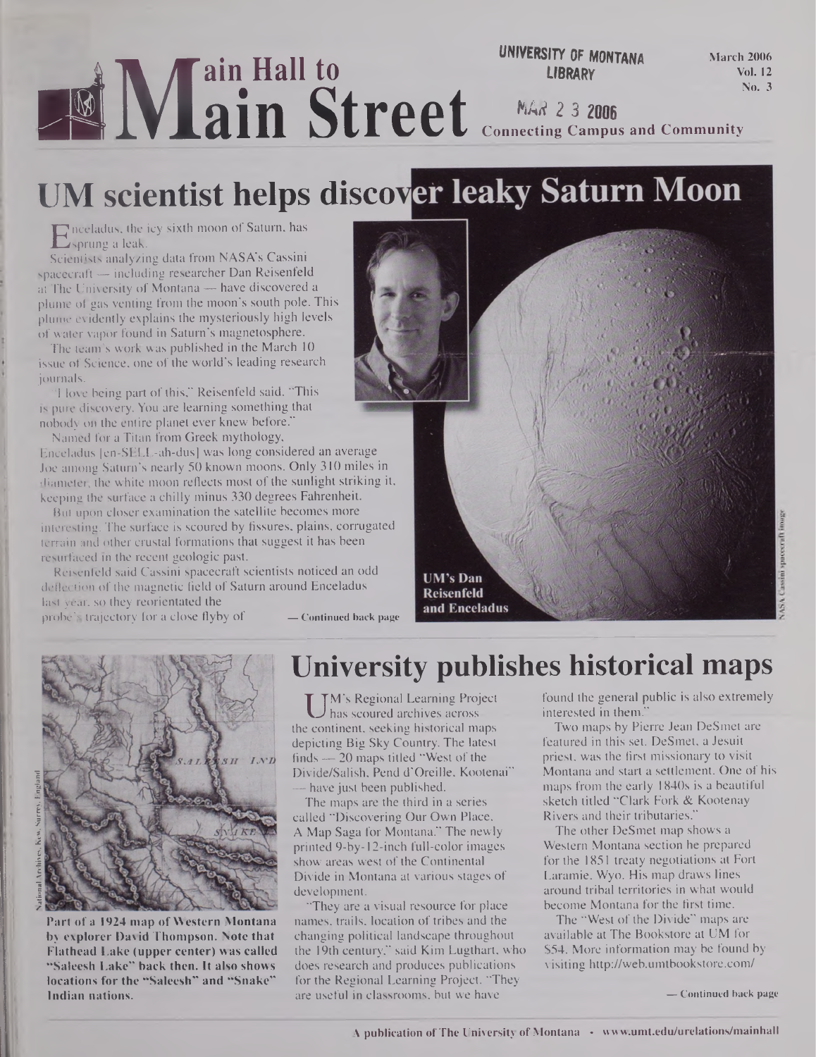# Main Hall to Main Street

UNIVERSITY OF MONTANA LIBRARY

MAR 2 3 2006

March 2006
Vol. 12
No. 3

Connecting Campus and Community

## UM scientist helps discover leaky Saturn Moon

Enceladus, the icy sixth moon of Saturn, has sprung a leak.

Scientists analyzing data from NASA's Cassini spacecraft — including researcher Dan Reisenfeld at The University of Montana — have discovered a plume of gas venting from the moon's south pole. This plume evidently explains the mysteriously high levels of water vapor found in Saturn's magnetosphere.

The team's work was published in the March 10 issue of Science, one of the world's leading research journals.

"I love being part of this," Reisenfeld said. "This is pure discovery. You are learning something that nobody on the entire planet ever knew before."

Named for a Titan from Greek mythology, Enceladus [en-SELL-ah-dus] was long considered an average Joe among Saturn's nearly 50 known moons. Only 310 miles in diameter, the white moon reflects most of the sunlight striking it, keeping the surface a chilly minus 330 degrees Fahrenheit.

But upon closer examination the satellite becomes more interesting. The surface is scoured by fissures, plains, corrugated terrain and other crustal formations that suggest it has been resurfaced in the recent geologic past.

Reisenfeld said Cassini spacecraft scientists noticed an odd deflection of the magnetic field of Saturn around Enceladus last year, so they reorientated the probe's trajectory for a close flyby of — Continued back page

UM's Dan Reisenfeld and Enceladus

NASA Cassini spacecraft image

## University publishes historical maps

UM's Regional Learning Project has scoured archives across the continent, seeking historical maps depicting Big Sky Country. The latest finds — 20 maps titled "West of the Divide/Salish, Pend d'Oreille, Kootenai" — have just been published.

The maps are the third in a series called "Discovering Our Own Place, A Map Saga for Montana." The newly printed 9-by-12-inch full-color images show areas west of the Continental Divide in Montana at various stages of development.

"They are a visual resource for place names, trails, location of tribes and the changing political landscape throughout the 19th century," said Kim Lugthart, who does research and produces publications for the Regional Learning Project. "They are useful in classrooms, but we have found the general public is also extremely interested in them."

Two maps by Pierre Jean DeSmet are featured in this set. DeSmet, a Jesuit priest, was the first missionary to visit Montana and start a settlement. One of his maps from the early 1840s is a beautiful sketch titled "Clark Fork & Kootenay Rivers and their tributaries."

The other DeSmet map shows a Western Montana section he prepared for the 1851 treaty negotiations at Fort Laramie, Wyo. His map draws lines around tribal territories in what would become Montana for the first time.

The "West of the Divide" maps are available at The Bookstore at UM for $54. More information may be found by visiting http://web.umtbookstore.com/

— Continued back page

National Archives, Kew, Surrey, England

Part of a 1924 map of Western Montana by explorer David Thompson. Note that Flathead Lake (upper center) was called "Saleesh Lake" back then. It also shows locations for the "Saleesh" and "Snake" Indian nations.

A publication of The University of Montana • www.umt.edu/urelations/mainhall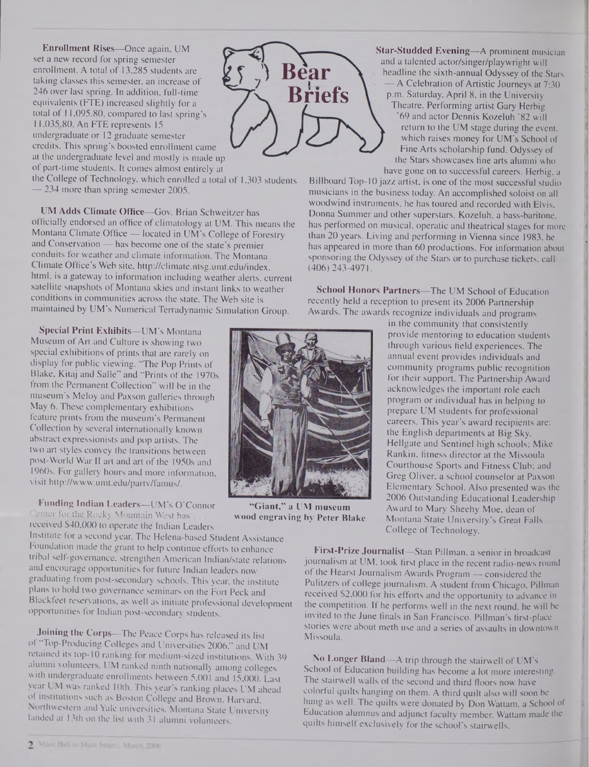# Bear Briefs

**Enrollment Rises**—Once again, UM set a new record for spring semester enrollment. A total of 13,285 students are taking classes this semester, an increase of 246 over last spring. In addition, full-time equivalents (FTE) increased slightly for a total of 11,095.80, compared to last spring's 11,035.80. An FTE represents 15 undergraduate or 12 graduate semester credits. This spring's boosted enrollment came at the undergraduate level and mostly is made up of part-time students. It comes almost entirely at the College of Technology, which enrolled a total of 1,303 students — 234 more than spring semester 2005.

**UM Adds Climate Office**—Gov. Brian Schweitzer has officially endorsed an office of climatology at UM. This means the Montana Climate Office — located in UM's College of Forestry and Conservation — has become one of the state's premier conduits for weather and climate information. The Montana Climate Office's Web site, http://climate.ntsg.umt.edu/index.html, is a gateway to information including weather alerts, current satellite snapshots of Montana skies and instant links to weather conditions in communities across the state. The Web site is maintained by UM's Numerical Terradynamic Simulation Group.

**Special Print Exhibits**—UM's Montana Museum of Art and Culture is showing two special exhibitions of prints that are rarely on display for public viewing. "The Pop Prints of Blake, Kitaj and Salle" and "Prints of the 1970s from the Permanent Collection" will be in the museum's Meloy and Paxson galleries through May 6. These complementary exhibitions feature prints from the museum's Permanent Collection by several internationally known abstract expressionists and pop artists. The two art styles convey the transitions between post-World War II art and art of the 1950s and 1960s. For gallery hours and more information, visit http://www.umt.edu/partv/famus/.

"Giant," a UM museum wood engraving by Peter Blake

**Funding Indian Leaders**—UM's O'Connor Center for the Rocky Mountain West has received $40,000 to operate the Indian Leaders Institute for a second year. The Helena-based Student Assistance Foundation made the grant to help continue efforts to enhance tribal self-governance, strengthen American Indian/state relations and encourage opportunities for future Indian leaders now graduating from post-secondary schools. This year, the institute plans to hold two governance seminars on the Fort Peck and Blackfeet reservations, as well as initiate professional development opportunities for Indian post-secondary students.

**Joining the Corps**—The Peace Corps has released its list of "Top-Producing Colleges and Universities 2006," and UM retained its top-10 ranking for medium-sized institutions. With 39 alumni volunteers, UM ranked ninth nationally among colleges with undergraduate enrollments between 5,001 and 15,000. Last year UM was ranked 10th. This year's ranking places UM ahead of institutions such as Boston College and Brown, Harvard, Northwestern and Yale universities. Montana State University landed at 13th on the list with 31 alumni volunteers.

**Star-Studded Evening**—A prominent musician and a talented actor/singer/playwright will headline the sixth-annual Odyssey of the Stars — A Celebration of Artistic Journeys at 7:30 p.m. Saturday, April 8, in the University Theatre. Performing artist Gary Herbig '69 and actor Dennis Kozeluh '82 will return to the UM stage during the event, which raises money for UM's School of Fine Arts scholarship fund. Odyssey of the Stars showcases fine arts alumni who have gone on to successful careers. Herbig, a Billboard Top-10 jazz artist, is one of the most successful studio musicians in the business today. An accomplished soloist on all woodwind instruments, he has toured and recorded with Elvis, Donna Summer and other superstars. Kozeluh, a bass-baritone, has performed on musical, operatic and theatrical stages for more than 20 years. Living and performing in Vienna since 1983, he has appeared in more than 60 productions. For information about sponsoring the Odyssey of the Stars or to purchase tickets, call (406) 243-4971.

**School Honors Partners**—The UM School of Education recently held a reception to present its 2006 Partnership Awards. The awards recognize individuals and programs in the community that consistently provide mentoring to education students through various field experiences. The annual event provides individuals and community programs public recognition for their support. The Partnership Award acknowledges the important role each program or individual has in helping to prepare UM students for professional careers. This year's award recipients are: the English departments at Big Sky, Hellgate and Sentinel high schools; Mike Rankin, fitness director at the Missoula Courthouse Sports and Fitness Club; and Greg Oliver, a school counselor at Paxson Elementary School. Also presented was the 2006 Outstanding Educational Leadership Award to Mary Sheehy Moe, dean of Montana State University's Great Falls College of Technology.

**First-Prize Journalist**—Stan Pillman, a senior in broadcast journalism at UM, took first place in the recent radio-news round of the Hearst Journalism Awards Program — considered the Pulitzers of college journalism. A student from Chicago, Pillman received $2,000 for his efforts and the opportunity to advance in the competition. If he performs well in the next round, he will be invited to the June finals in San Francisco. Pillman's first-place stories were about meth use and a series of assaults in downtown Missoula.

**No Longer Bland**—A trip through the stairwell of UM's School of Education building has become a lot more interesting. The stairwell walls of the second and third floors now have colorful quilts hanging on them. A third quilt also will soon be hung as well. The quilts were donated by Don Wattam, a School of Education alumnus and adjunct faculty member. Wattam made the quilts himself exclusively for the school's stairwells.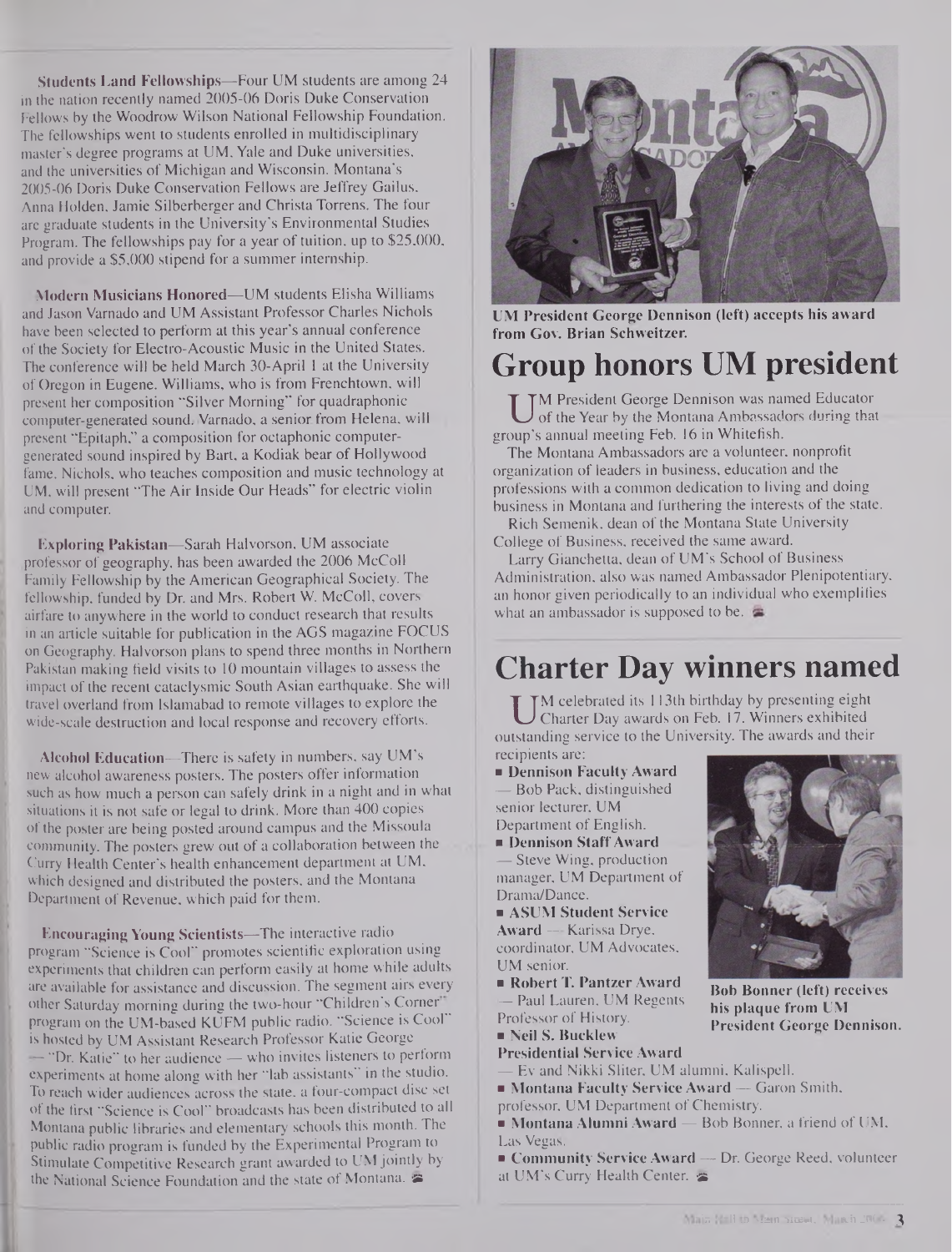**Students Land Fellowships**—Four UM students are among 24 in the nation recently named 2005-06 Doris Duke Conservation Fellows by the Woodrow Wilson National Fellowship Foundation. The fellowships went to students enrolled in multidisciplinary master's degree programs at UM, Yale and Duke universities, and the universities of Michigan and Wisconsin. Montana's 2005-06 Doris Duke Conservation Fellows are Jeffrey Gailus, Anna Holden, Jamie Silberberger and Christa Torrens. The four are graduate students in the University's Environmental Studies Program. The fellowships pay for a year of tuition, up to $25,000, and provide a $5,000 stipend for a summer internship.

**Modern Musicians Honored**—UM students Elisha Williams and Jason Varnado and UM Assistant Professor Charles Nichols have been selected to perform at this year's annual conference of the Society for Electro-Acoustic Music in the United States. The conference will be held March 30-April 1 at the University of Oregon in Eugene. Williams, who is from Frenchtown, will present her composition "Silver Morning" for quadraphonic computer-generated sound. Varnado, a senior from Helena, will present "Epitaph," a composition for octaphonic computer-generated sound inspired by Bart, a Kodiak bear of Hollywood fame. Nichols, who teaches composition and music technology at UM, will present "The Air Inside Our Heads" for electric violin and computer.

**Exploring Pakistan**—Sarah Halvorson, UM associate professor of geography, has been awarded the 2006 McColl Family Fellowship by the American Geographical Society. The fellowship, funded by Dr. and Mrs. Robert W. McColl, covers airfare to anywhere in the world to conduct research that results in an article suitable for publication in the AGS magazine FOCUS on Geography. Halvorson plans to spend three months in Northern Pakistan making field visits to 10 mountain villages to assess the impact of the recent cataclysmic South Asian earthquake. She will travel overland from Islamabad to remote villages to explore the wide-scale destruction and local response and recovery efforts.

**Alcohol Education**—There is safety in numbers, say UM's new alcohol awareness posters. The posters offer information such as how much a person can safely drink in a night and in what situations it is not safe or legal to drink. More than 400 copies of the poster are being posted around campus and the Missoula community. The posters grew out of a collaboration between the Curry Health Center's health enhancement department at UM, which designed and distributed the posters, and the Montana Department of Revenue, which paid for them.

**Encouraging Young Scientists**—The interactive radio program "Science is Cool" promotes scientific exploration using experiments that children can perform easily at home while adults are available for assistance and discussion. The segment airs every other Saturday morning during the two-hour "Children's Corner" program on the UM-based KUFM public radio. "Science is Cool" is hosted by UM Assistant Research Professor Katie George — "Dr. Katie" to her audience — who invites listeners to perform experiments at home along with her "lab assistants" in the studio. To reach wider audiences across the state, a four-compact disc set of the first "Science is Cool" broadcasts has been distributed to all Montana public libraries and elementary schools this month. The public radio program is funded by the Experimental Program to Stimulate Competitive Research grant awarded to UM jointly by the National Science Foundation and the state of Montana.

**UM President George Dennison (left) accepts his award from Gov. Brian Schweitzer.**

## Group honors UM president

UM President George Dennison was named Educator of the Year by the Montana Ambassadors during that group's annual meeting Feb. 16 in Whitefish.

The Montana Ambassadors are a volunteer, nonprofit organization of leaders in business, education and the professions with a common dedication to living and doing business in Montana and furthering the interests of the state.

Rich Semenik, dean of the Montana State University College of Business, received the same award.

Larry Gianchetta, dean of UM's School of Business Administration, also was named Ambassador Plenipotentiary, an honor given periodically to an individual who exemplifies what an ambassador is supposed to be.

## Charter Day winners named

UM celebrated its 113th birthday by presenting eight Charter Day awards on Feb. 17. Winners exhibited outstanding service to the University. The awards and their recipients are:

- **Dennison Faculty Award** — Bob Pack, distinguished senior lecturer, UM Department of English.
- **Dennison Staff Award** — Steve Wing, production manager, UM Department of Drama/Dance.
- **ASUM Student Service Award** — Karissa Drye, coordinator, UM Advocates, UM senior.
- **Robert T. Pantzer Award** — Paul Lauren, UM Regents Professor of History.
- **Neil S. Bucklew Presidential Service Award** — Ev and Nikki Sliter, UM alumni, Kalispell.
- **Montana Faculty Service Award** — Garon Smith, professor, UM Department of Chemistry.
- **Montana Alumni Award** — Bob Bonner, a friend of UM, Las Vegas.
- **Community Service Award** — Dr. George Reed, volunteer at UM's Curry Health Center.

**Bob Bonner (left) receives his plaque from UM President George Dennison.**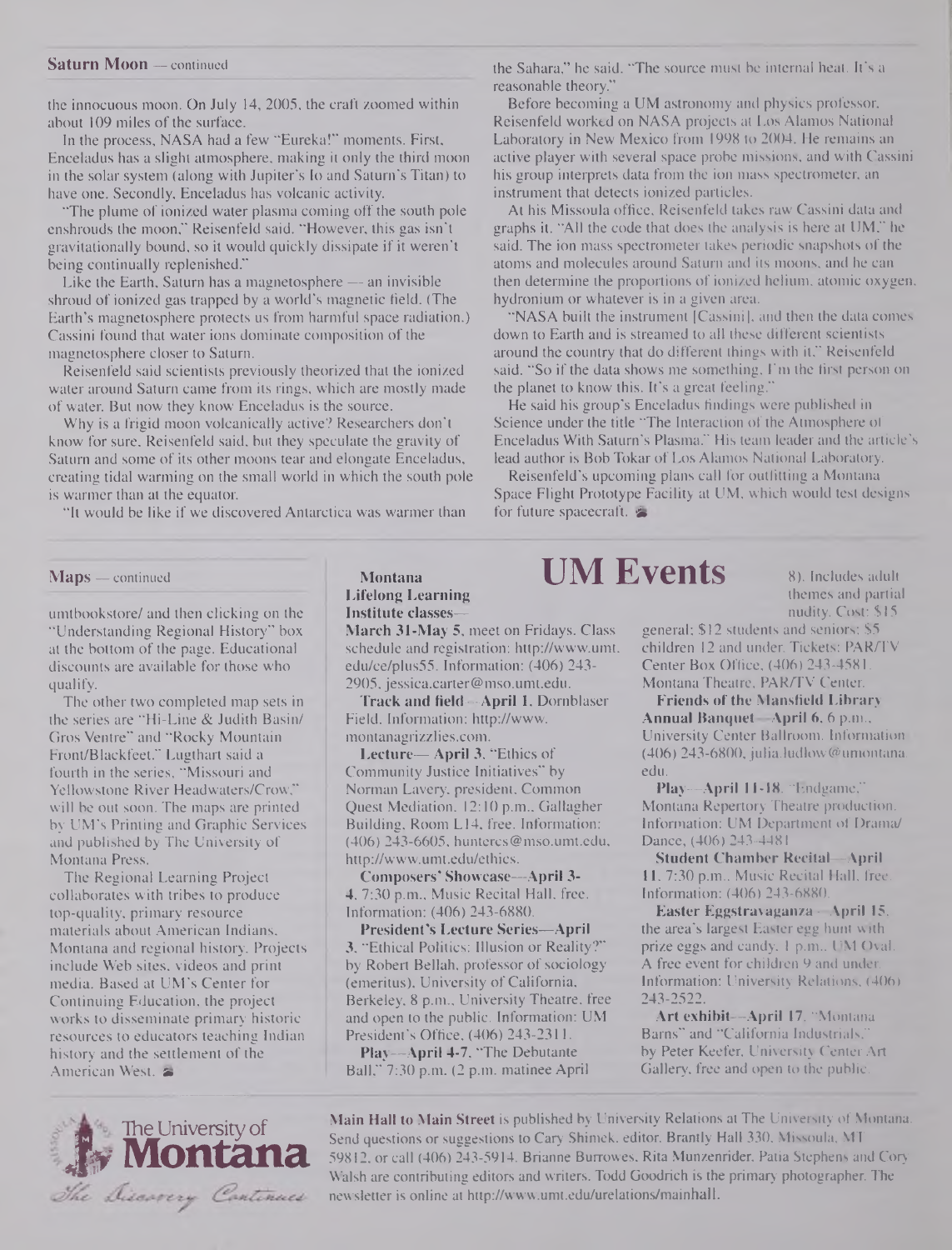## Saturn Moon — continued

the innocuous moon. On July 14, 2005, the craft zoomed within about 109 miles of the surface.

In the process, NASA had a few "Eureka!" moments. First, Enceladus has a slight atmosphere, making it only the third moon in the solar system (along with Jupiter's Io and Saturn's Titan) to have one. Secondly, Enceladus has volcanic activity.

"The plume of ionized water plasma coming off the south pole enshrouds the moon," Reisenfeld said. "However, this gas isn't gravitationally bound, so it would quickly dissipate if it weren't being continually replenished."

Like the Earth, Saturn has a magnetosphere — an invisible shroud of ionized gas trapped by a world's magnetic field. (The Earth's magnetosphere protects us from harmful space radiation.) Cassini found that water ions dominate composition of the magnetosphere closer to Saturn.

Reisenfeld said scientists previously theorized that the ionized water around Saturn came from its rings, which are mostly made of water. But now they know Enceladus is the source.

Why is a frigid moon volcanically active? Researchers don't know for sure, Reisenfeld said, but they speculate the gravity of Saturn and some of its other moons tear and elongate Enceladus, creating tidal warming on the small world in which the south pole is warmer than at the equator.

"It would be like if we discovered Antarctica was warmer than the Sahara," he said. "The source must be internal heat. It's a reasonable theory."

Before becoming a UM astronomy and physics professor, Reisenfeld worked on NASA projects at Los Alamos National Laboratory in New Mexico from 1998 to 2004. He remains an active player with several space probe missions, and with Cassini his group interprets data from the ion mass spectrometer, an instrument that detects ionized particles.

At his Missoula office, Reisenfeld takes raw Cassini data and graphs it. "All the code that does the analysis is here at UM," he said. The ion mass spectrometer takes periodic snapshots of the atoms and molecules around Saturn and its moons, and he can then determine the proportions of ionized helium, atomic oxygen, hydronium or whatever is in a given area.

"NASA built the instrument [Cassini], and then the data comes down to Earth and is streamed to all these different scientists around the country that do different things with it," Reisenfeld said. "So if the data shows me something, I'm the first person on the planet to know this. It's a great feeling."

He said his group's Enceladus findings were published in Science under the title "The Interaction of the Atmosphere of Enceladus With Saturn's Plasma." His team leader and the article's lead author is Bob Tokar of Los Alamos National Laboratory.

Reisenfeld's upcoming plans call for outfitting a Montana Space Flight Prototype Facility at UM, which would test designs for future spacecraft.

## Maps — continued

umtbookstore/ and then clicking on the "Understanding Regional History" box at the bottom of the page. Educational discounts are available for those who qualify.

The other two completed map sets in the series are "Hi-Line & Judith Basin/ Gros Ventre" and "Rocky Mountain Front/Blackfeet." Lugthart said a fourth in the series, "Missouri and Yellowstone River Headwaters/Crow," will be out soon. The maps are printed by UM's Printing and Graphic Services and published by The University of Montana Press.

The Regional Learning Project collaborates with tribes to produce top-quality, primary resource materials about American Indians, Montana and regional history. Projects include Web sites, videos and print media. Based at UM's Center for Continuing Education, the project works to disseminate primary historic resources to educators teaching Indian history and the settlement of the American West.

# UM Events

**Montana Lifelong Learning Institute classes— March 31-May 5**, meet on Fridays. Class schedule and registration: http://www.umt.edu/ce/plus55. Information: (406) 243-2905, jessica.carter@mso.umt.edu.

**Track and field—April 1**, Dornblaser Field. Information: http://www.montanagrizzlies.com.

**Lecture—April 3**, "Ethics of Community Justice Initiatives" by Norman Lavery, president, Common Quest Mediation. 12:10 p.m., Gallagher Building, Room L14, free. Information: (406) 243-6605, hunterces@mso.umt.edu, http://www.umt.edu/ethics.

**Composers' Showcase—April 3-4**, 7:30 p.m., Music Recital Hall, free. Information: (406) 243-6880.

**President's Lecture Series—April 3**, "Ethical Politics: Illusion or Reality?" by Robert Bellah, professor of sociology (emeritus), University of California, Berkeley, 8 p.m., University Theatre, free and open to the public. Information: UM President's Office, (406) 243-2311.

**Play—April 4-7**, "The Debutante Ball," 7:30 p.m. (2 p.m. matinee April 8). Includes adult themes and partial nudity. Cost: $15 general; $12 students and seniors; $5 children 12 and under. Tickets: PAR/TV Center Box Office, (406) 243-4581. Montana Theatre, PAR/TV Center.

**Friends of the Mansfield Library Annual Banquet—April 6**, 6 p.m., University Center Ballroom. Information: (406) 243-6800, julia.ludlow@umontana.edu.

**Play—April 11-18**, "Endgame," Montana Repertory Theatre production. Information: UM Department of Drama/Dance, (406) 243-4481.

**Student Chamber Recital—April 11**, 7:30 p.m., Music Recital Hall, free. Information: (406) 243-6880.

**Easter Eggstravaganza—April 15**, the area's largest Easter egg hunt with prize eggs and candy. 1 p.m., UM Oval. A free event for children 9 and under. Information: University Relations, (406) 243-2522.

**Art exhibit—April 17**, "Montana Barns" and "California Industrials," by Peter Keefer, University Center Art Gallery, free and open to the public.

The University of Montana
The Discovery Continues

**Main Hall to Main Street** is published by University Relations at The University of Montana. Send questions or suggestions to Cary Shimek, editor, Brantly Hall 330, Missoula, MT 59812, or call (406) 243-5914. Brianne Burrowes, Rita Munzenrider, Patia Stephens and Cory Walsh are contributing editors and writers. Todd Goodrich is the primary photographer. The newsletter is online at http://www.umt.edu/urelations/mainhall.